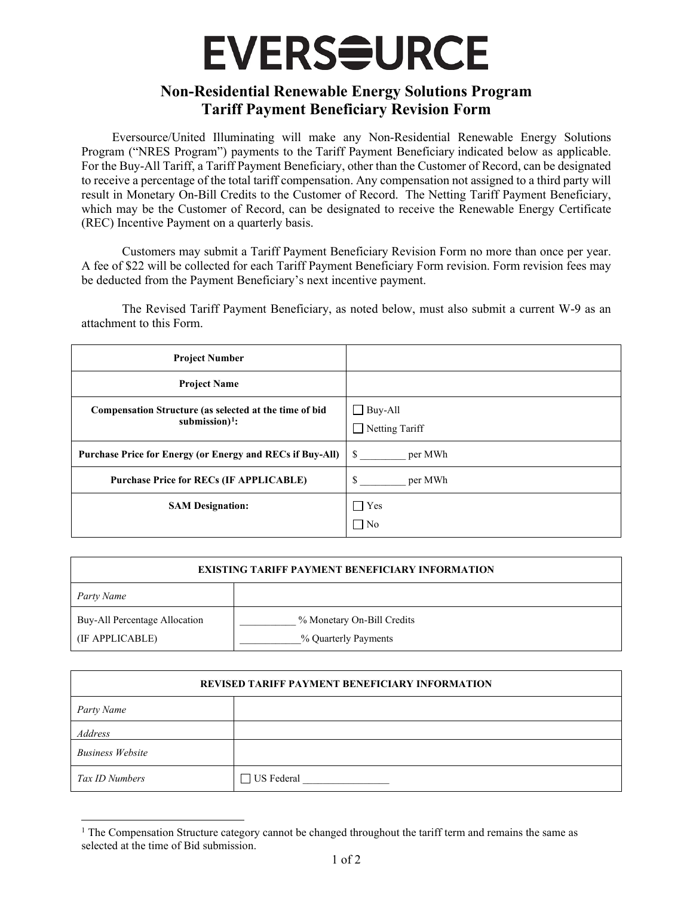# EVERSOURCE

## Non-Residential Renewable Energy Solutions Program
## Tariff Payment Beneficiary Revision Form

Eversource/United Illuminating will make any Non-Residential Renewable Energy Solutions Program ("NRES Program") payments to the Tariff Payment Beneficiary indicated below as applicable. For the Buy-All Tariff, a Tariff Payment Beneficiary, other than the Customer of Record, can be designated to receive a percentage of the total tariff compensation. Any compensation not assigned to a third party will result in Monetary On-Bill Credits to the Customer of Record. The Netting Tariff Payment Beneficiary, which may be the Customer of Record, can be designated to receive the Renewable Energy Certificate (REC) Incentive Payment on a quarterly basis.

Customers may submit a Tariff Payment Beneficiary Revision Form no more than once per year. A fee of $22 will be collected for each Tariff Payment Beneficiary Form revision. Form revision fees may be deducted from the Payment Beneficiary's next incentive payment.

The Revised Tariff Payment Beneficiary, as noted below, must also submit a current W-9 as an attachment to this Form.

| | |
|---|---|
| **Project Number** | |
| **Project Name** | |
| **Compensation Structure (as selected at the time of bid submission)[1]:** | ☐ Buy-All<br>☐ Netting Tariff |
| **Purchase Price for Energy (or Energy and RECs if Buy-All)** | $ _________ per MWh |
| **Purchase Price for RECs (IF APPLICABLE)** | $ _________ per MWh |
| **SAM Designation:** | ☐ Yes<br>☐ No |

| **EXISTING TARIFF PAYMENT BENEFICIARY INFORMATION** | |
|---|---|
| *Party Name* | |
| Buy-All Percentage Allocation (IF APPLICABLE) | ___________ % Monetary On-Bill Credits<br>____________% Quarterly Payments |

| **REVISED TARIFF PAYMENT BENEFICIARY INFORMATION** | |
|---|---|
| *Party Name* | |
| *Address* | |
| *Business Website* | |
| *Tax ID Numbers* | ☐ US Federal _________________ |

[1] The Compensation Structure category cannot be changed throughout the tariff term and remains the same as selected at the time of Bid submission.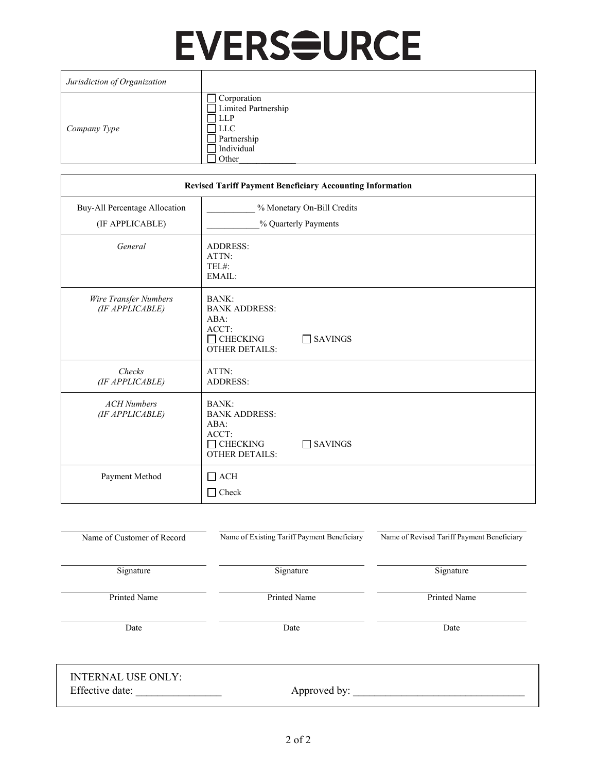# EVERSOURCE

| | |
|---|---|
| *Jurisdiction of Organization* | |
| *Company Type* | ☐ Corporation<br>☐ Limited Partnership<br>☐ LLP<br>☐ LLC<br>☐ Partnership<br>☐ Individual<br>☐ Other____________ |

| **Revised Tariff Payment Beneficiary Accounting Information** | |
|---|---|
| Buy-All Percentage Allocation<br>(IF APPLICABLE) | __________ % Monetary On-Bill Credits<br>___________% Quarterly Payments |
| *General* | ADDRESS:<br>ATTN:<br>TEL#:<br>EMAIL: |
| *Wire Transfer Numbers*<br>*(IF APPLICABLE)* | BANK:<br>BANK ADDRESS:<br>ABA:<br>ACCT:<br>☐ CHECKING ☐ SAVINGS<br>OTHER DETAILS: |
| *Checks*<br>*(IF APPLICABLE)* | ATTN:<br>ADDRESS: |
| *ACH Numbers*<br>*(IF APPLICABLE)* | BANK:<br>BANK ADDRESS:<br>ABA:<br>ACCT:<br>☐ CHECKING ☐ SAVINGS<br>OTHER DETAILS: |
| Payment Method | ☐ ACH<br>☐ Check |

| | | |
|---|---|---|
| ______________________<br>Name of Customer of Record | ______________________<br>Name of Existing Tariff Payment Beneficiary | ______________________<br>Name of Revised Tariff Payment Beneficiary |
| ______________________<br>Signature | ______________________<br>Signature | ______________________<br>Signature |
| ______________________<br>Printed Name | ______________________<br>Printed Name | ______________________<br>Printed Name |
| ______________________<br>Date | ______________________<br>Date | ______________________<br>Date |

INTERNAL USE ONLY:
Effective date: _______________ Approved by: ______________________________